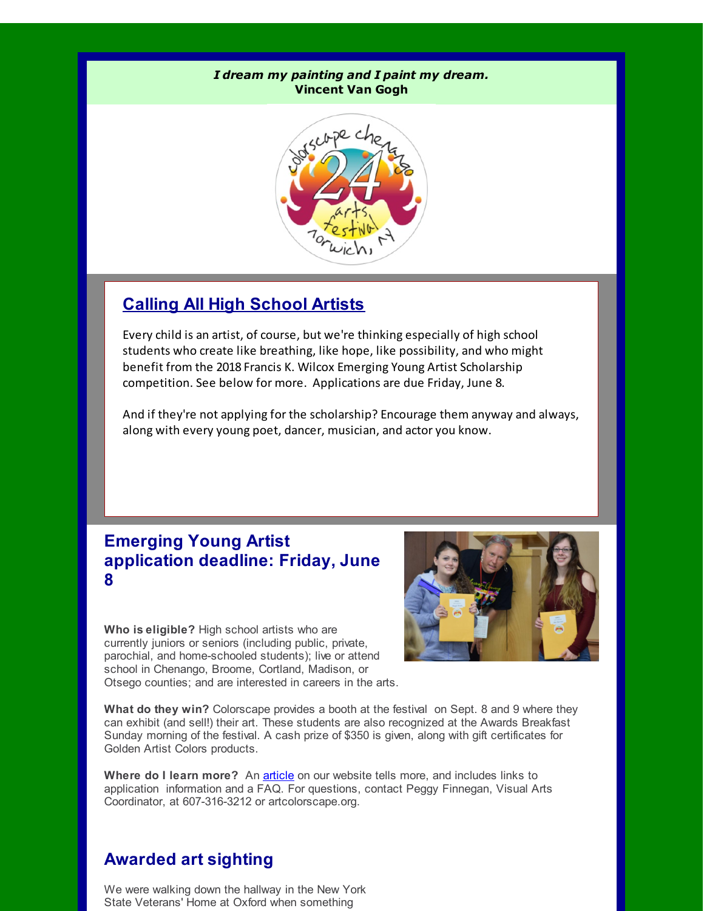***I dream my painting and I paint my dream.***
**Vincent Van Gogh**

## [Calling All High School Artists]

Every child is an artist, of course, but we're thinking especially of high school students who create like breathing, like hope, like possibility, and who might benefit from the 2018 Francis K. Wilcox Emerging Young Artist Scholarship competition. See below for more. Applications are due Friday, June 8.

And if they're not applying for the scholarship? Encourage them anyway and always, along with every young poet, dancer, musician, and actor you know.

## Emerging Young Artist application deadline: Friday, June 8

**Who is eligible?** High school artists who are currently juniors or seniors (including public, private, parochial, and home-schooled students); live or attend school in Chenango, Broome, Cortland, Madison, or Otsego counties; and are interested in careers in the arts.

**What do they win?** Colorscape provides a booth at the festival on Sept. 8 and 9 where they can exhibit (and sell!) their art. These students are also recognized at the Awards Breakfast Sunday morning of the festival. A cash prize of $350 is given, along with gift certificates for Golden Artist Colors products.

**Where do I learn more?** An [article] on our website tells more, and includes links to application information and a FAQ. For questions, contact Peggy Finnegan, Visual Arts Coordinator, at 607-316-3212 or artcolorscape.org.

## Awarded art sighting

We were walking down the hallway in the New York State Veterans' Home at Oxford when something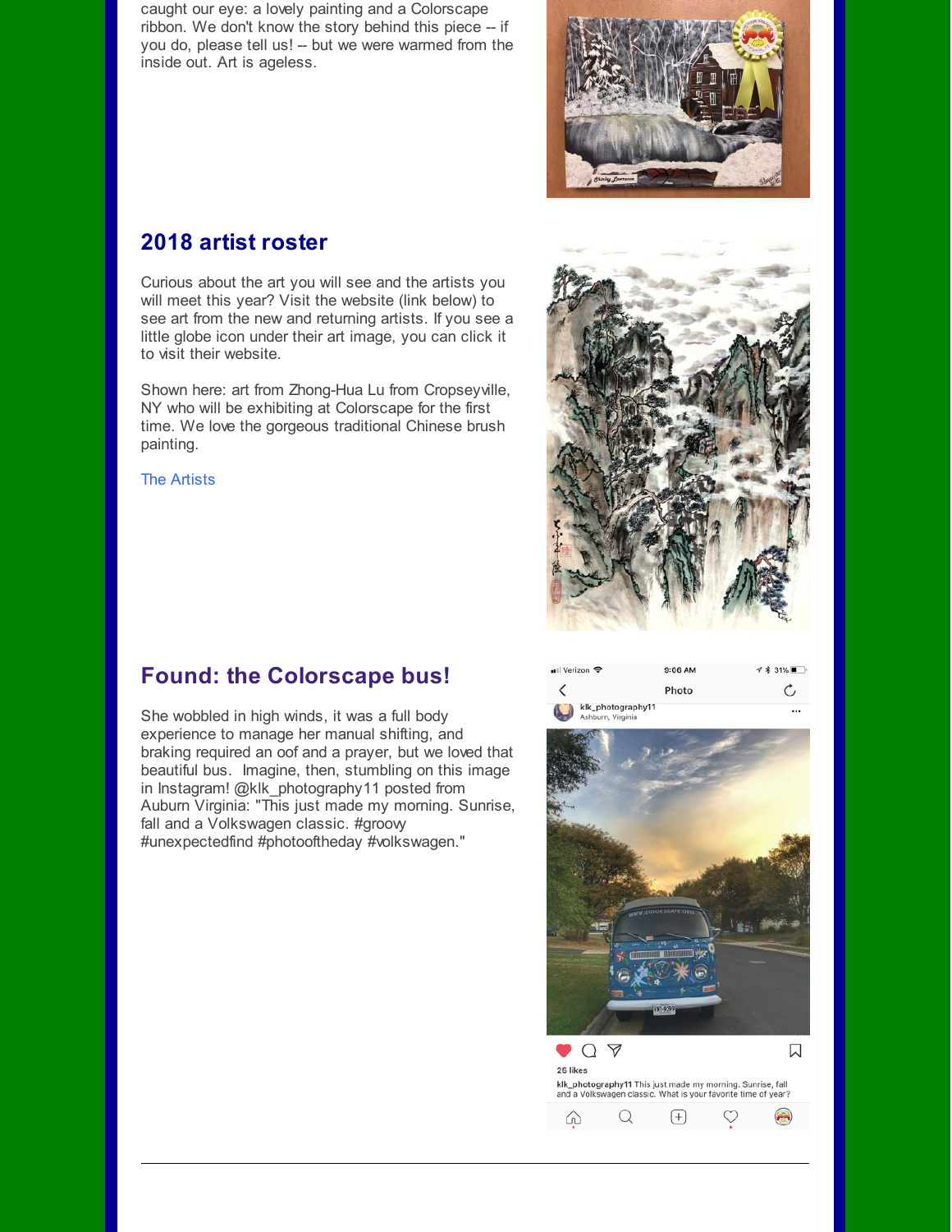caught our eye: a lovely painting and a Colorscape ribbon. We don't know the story behind this piece -- if you do, please tell us! -- but we were warmed from the inside out. Art is ageless.

## 2018 artist roster

Curious about the art you will see and the artists you will meet this year? Visit the website (link below) to see art from the new and returning artists. If you see a little globe icon under their art image, you can click it to visit their website.

Shown here: art from Zhong-Hua Lu from Cropseyville, NY who will be exhibiting at Colorscape for the first time. We love the gorgeous traditional Chinese brush painting.

The Artists

## Found: the Colorscape bus!

She wobbled in high winds, it was a full body experience to manage her manual shifting, and braking required an oof and a prayer, but we loved that beautiful bus. Imagine, then, stumbling on this image in Instagram! @klk_photography11 posted from Auburn Virginia: "This just made my morning. Sunrise, fall and a Volkswagen classic. #groovy #unexpectedfind #photooftheday #volkswagen."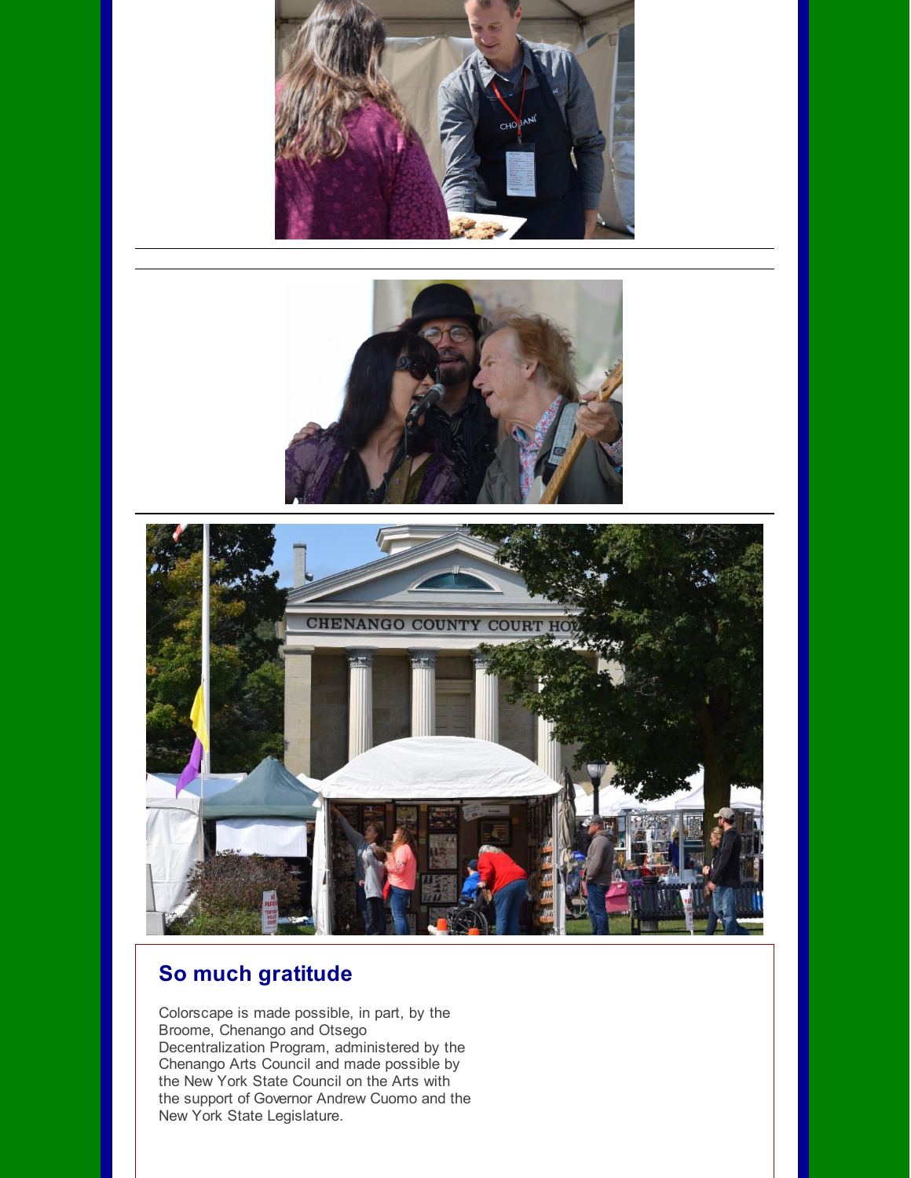## So much gratitude

Colorscape is made possible, in part, by the Broome, Chenango and Otsego Decentralization Program, administered by the Chenango Arts Council and made possible by the New York State Council on the Arts with the support of Governor Andrew Cuomo and the New York State Legislature.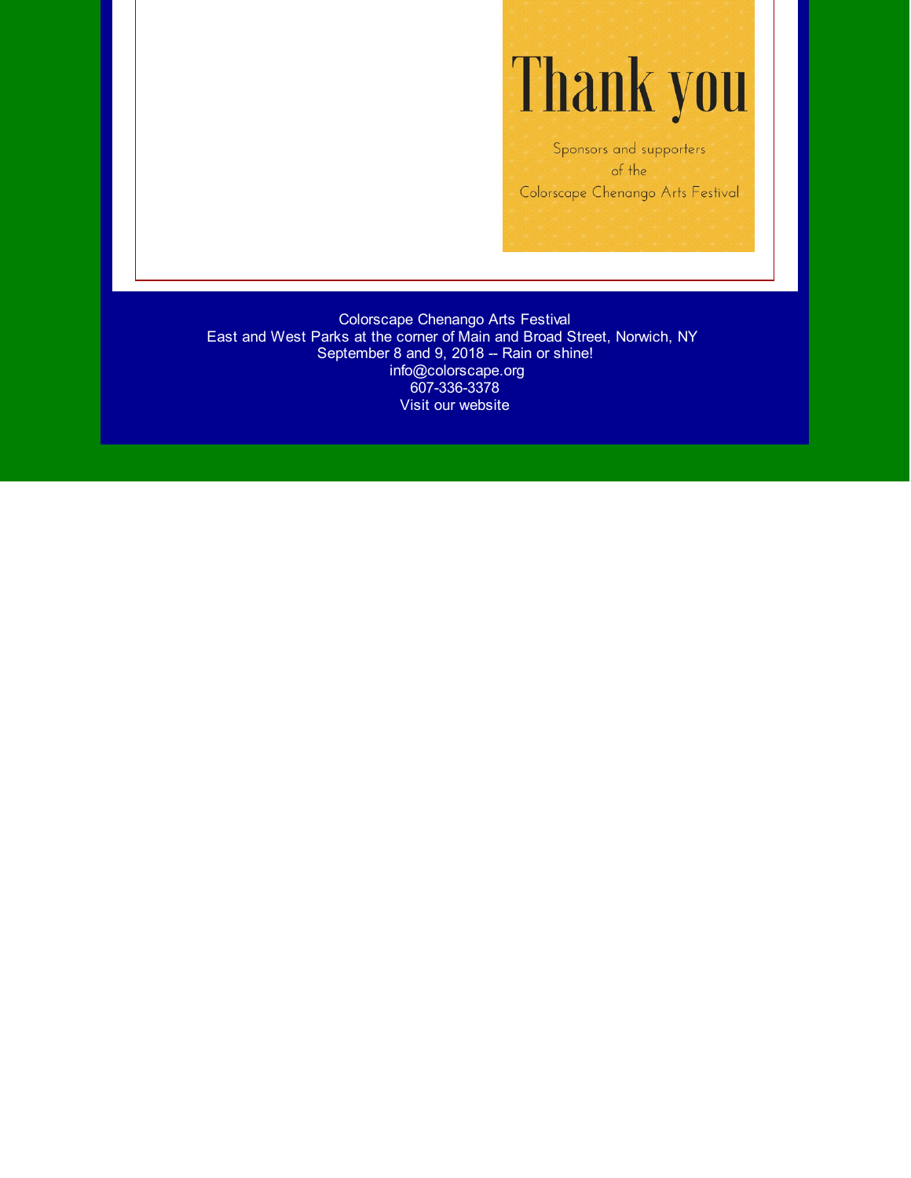Thank you

Sponsors and supporters
of the
Colorscape Chenango Arts Festival

Colorscape Chenango Arts Festival
East and West Parks at the corner of Main and Broad Street, Norwich, NY
September 8 and 9, 2018 -- Rain or shine!
info@colorscape.org
607-336-3378
Visit our website